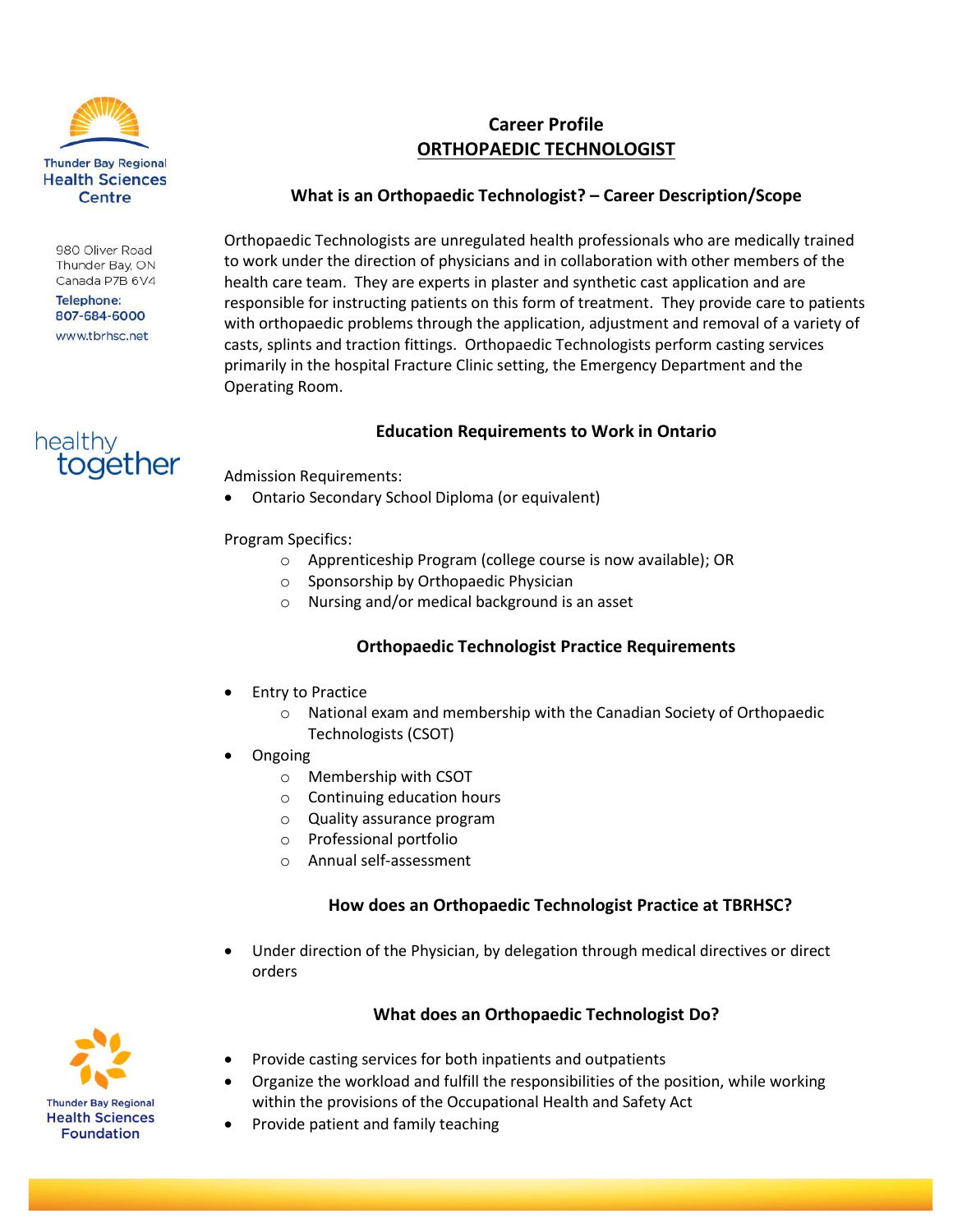Thunder Bay Regional Health Sciences Centre

980 Oliver Road
Thunder Bay, ON
Canada P7B 6V4

Telephone:
807-684-6000

www.tbrhsc.net

healthy together

# Career Profile
# ORTHOPAEDIC TECHNOLOGIST

## What is an Orthopaedic Technologist? – Career Description/Scope

Orthopaedic Technologists are unregulated health professionals who are medically trained to work under the direction of physicians and in collaboration with other members of the health care team. They are experts in plaster and synthetic cast application and are responsible for instructing patients on this form of treatment. They provide care to patients with orthopaedic problems through the application, adjustment and removal of a variety of casts, splints and traction fittings. Orthopaedic Technologists perform casting services primarily in the hospital Fracture Clinic setting, the Emergency Department and the Operating Room.

## Education Requirements to Work in Ontario

Admission Requirements:

- Ontario Secondary School Diploma (or equivalent)

Program Specifics:

- Apprenticeship Program (college course is now available); OR
- Sponsorship by Orthopaedic Physician
- Nursing and/or medical background is an asset

## Orthopaedic Technologist Practice Requirements

- Entry to Practice
  - National exam and membership with the Canadian Society of Orthopaedic Technologists (CSOT)
- Ongoing
  - Membership with CSOT
  - Continuing education hours
  - Quality assurance program
  - Professional portfolio
  - Annual self-assessment

## How does an Orthopaedic Technologist Practice at TBRHSC?

- Under direction of the Physician, by delegation through medical directives or direct orders

## What does an Orthopaedic Technologist Do?

- Provide casting services for both inpatients and outpatients
- Organize the workload and fulfill the responsibilities of the position, while working within the provisions of the Occupational Health and Safety Act
- Provide patient and family teaching

Thunder Bay Regional Health Sciences Foundation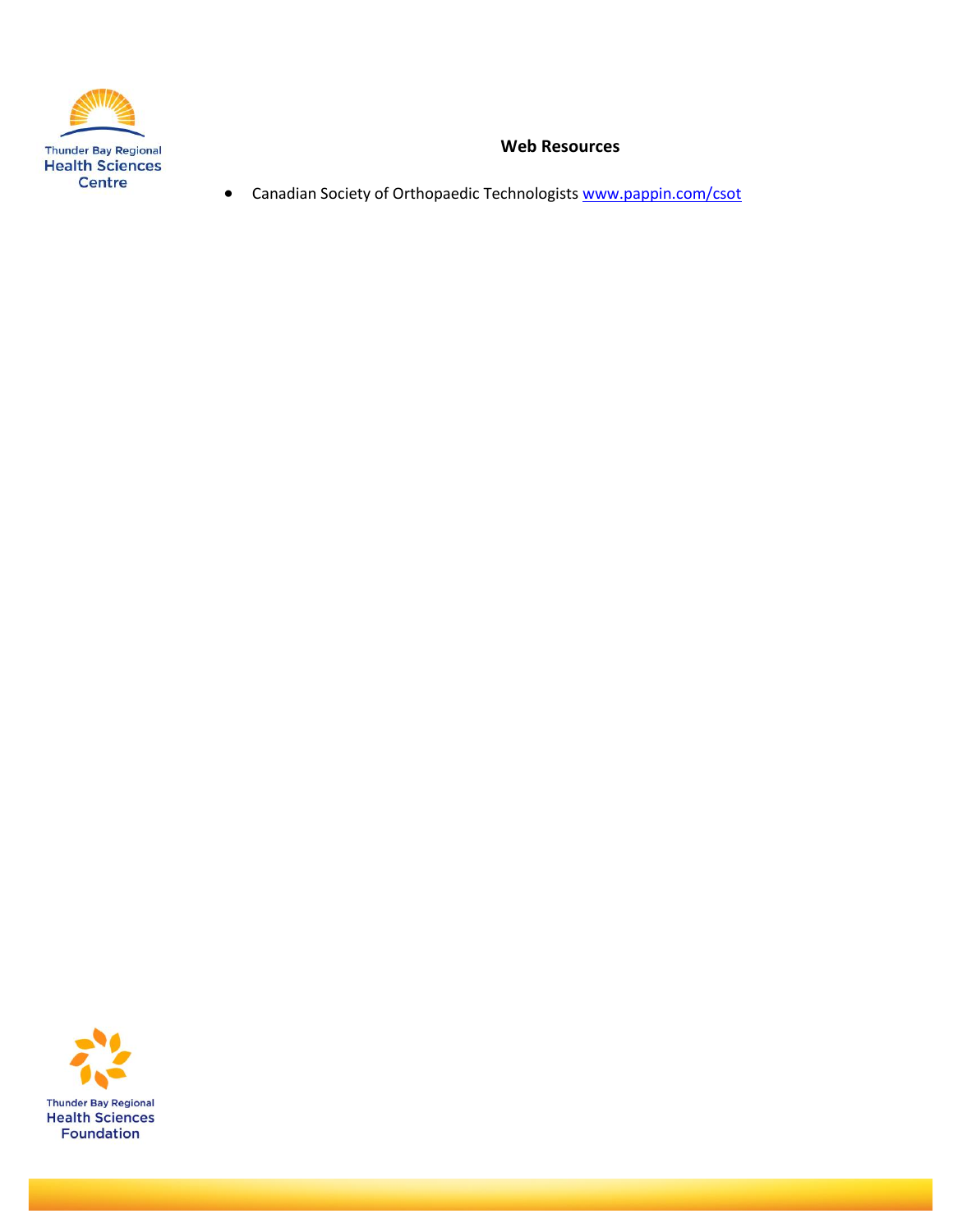**Web Resources**

- Canadian Society of Orthopaedic Technologists [www.pappin.com/csot](http://www.pappin.com/csot)